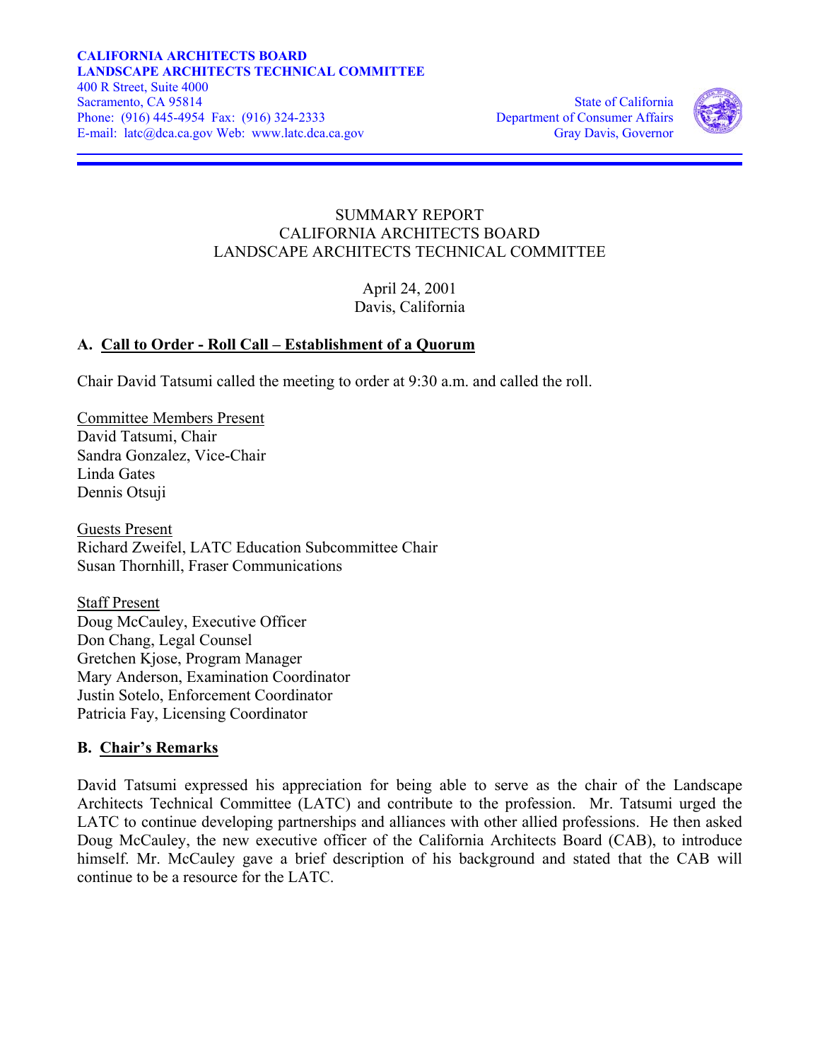**CALIFORNIA ARCHITECTS BOARD**
**LANDSCAPE ARCHITECTS TECHNICAL COMMITTEE**
400 R Street, Suite 4000
Sacramento, CA 95814
Phone: (916) 445-4954 Fax: (916) 324-2333
E-mail: latc@dca.ca.gov Web: www.latc.dca.ca.gov

State of California
Department of Consumer Affairs
Gray Davis, Governor

# SUMMARY REPORT
# CALIFORNIA ARCHITECTS BOARD
# LANDSCAPE ARCHITECTS TECHNICAL COMMITTEE

April 24, 2001
Davis, California

## A. Call to Order - Roll Call – Establishment of a Quorum

Chair David Tatsumi called the meeting to order at 9:30 a.m. and called the roll.

Committee Members Present
David Tatsumi, Chair
Sandra Gonzalez, Vice-Chair
Linda Gates
Dennis Otsuji

Guests Present
Richard Zweifel, LATC Education Subcommittee Chair
Susan Thornhill, Fraser Communications

Staff Present
Doug McCauley, Executive Officer
Don Chang, Legal Counsel
Gretchen Kjose, Program Manager
Mary Anderson, Examination Coordinator
Justin Sotelo, Enforcement Coordinator
Patricia Fay, Licensing Coordinator

## B. Chair's Remarks

David Tatsumi expressed his appreciation for being able to serve as the chair of the Landscape Architects Technical Committee (LATC) and contribute to the profession. Mr. Tatsumi urged the LATC to continue developing partnerships and alliances with other allied professions. He then asked Doug McCauley, the new executive officer of the California Architects Board (CAB), to introduce himself. Mr. McCauley gave a brief description of his background and stated that the CAB will continue to be a resource for the LATC.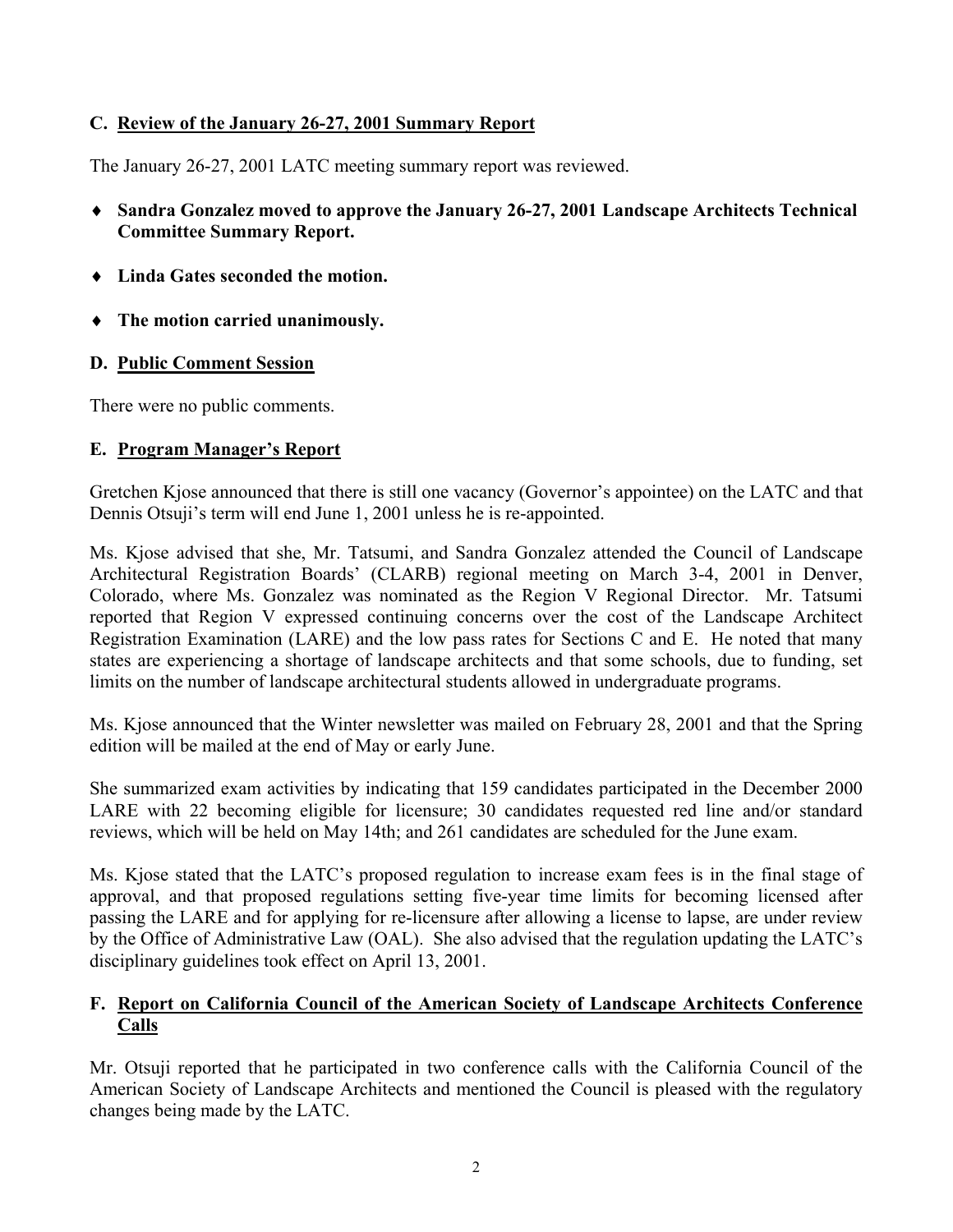## C. <u>Review of the January 26-27, 2001 Summary Report</u>

The January 26-27, 2001 LATC meeting summary report was reviewed.

- **Sandra Gonzalez moved to approve the January 26-27, 2001 Landscape Architects Technical Committee Summary Report.**
- **Linda Gates seconded the motion.**
- **The motion carried unanimously.**

## D. <u>Public Comment Session</u>

There were no public comments.

## E. <u>Program Manager's Report</u>

Gretchen Kjose announced that there is still one vacancy (Governor's appointee) on the LATC and that Dennis Otsuji's term will end June 1, 2001 unless he is re-appointed.

Ms. Kjose advised that she, Mr. Tatsumi, and Sandra Gonzalez attended the Council of Landscape Architectural Registration Boards' (CLARB) regional meeting on March 3-4, 2001 in Denver, Colorado, where Ms. Gonzalez was nominated as the Region V Regional Director. Mr. Tatsumi reported that Region V expressed continuing concerns over the cost of the Landscape Architect Registration Examination (LARE) and the low pass rates for Sections C and E. He noted that many states are experiencing a shortage of landscape architects and that some schools, due to funding, set limits on the number of landscape architectural students allowed in undergraduate programs.

Ms. Kjose announced that the Winter newsletter was mailed on February 28, 2001 and that the Spring edition will be mailed at the end of May or early June.

She summarized exam activities by indicating that 159 candidates participated in the December 2000 LARE with 22 becoming eligible for licensure; 30 candidates requested red line and/or standard reviews, which will be held on May 14th; and 261 candidates are scheduled for the June exam.

Ms. Kjose stated that the LATC's proposed regulation to increase exam fees is in the final stage of approval, and that proposed regulations setting five-year time limits for becoming licensed after passing the LARE and for applying for re-licensure after allowing a license to lapse, are under review by the Office of Administrative Law (OAL). She also advised that the regulation updating the LATC's disciplinary guidelines took effect on April 13, 2001.

## F. <u>Report on California Council of the American Society of Landscape Architects Conference Calls</u>

Mr. Otsuji reported that he participated in two conference calls with the California Council of the American Society of Landscape Architects and mentioned the Council is pleased with the regulatory changes being made by the LATC.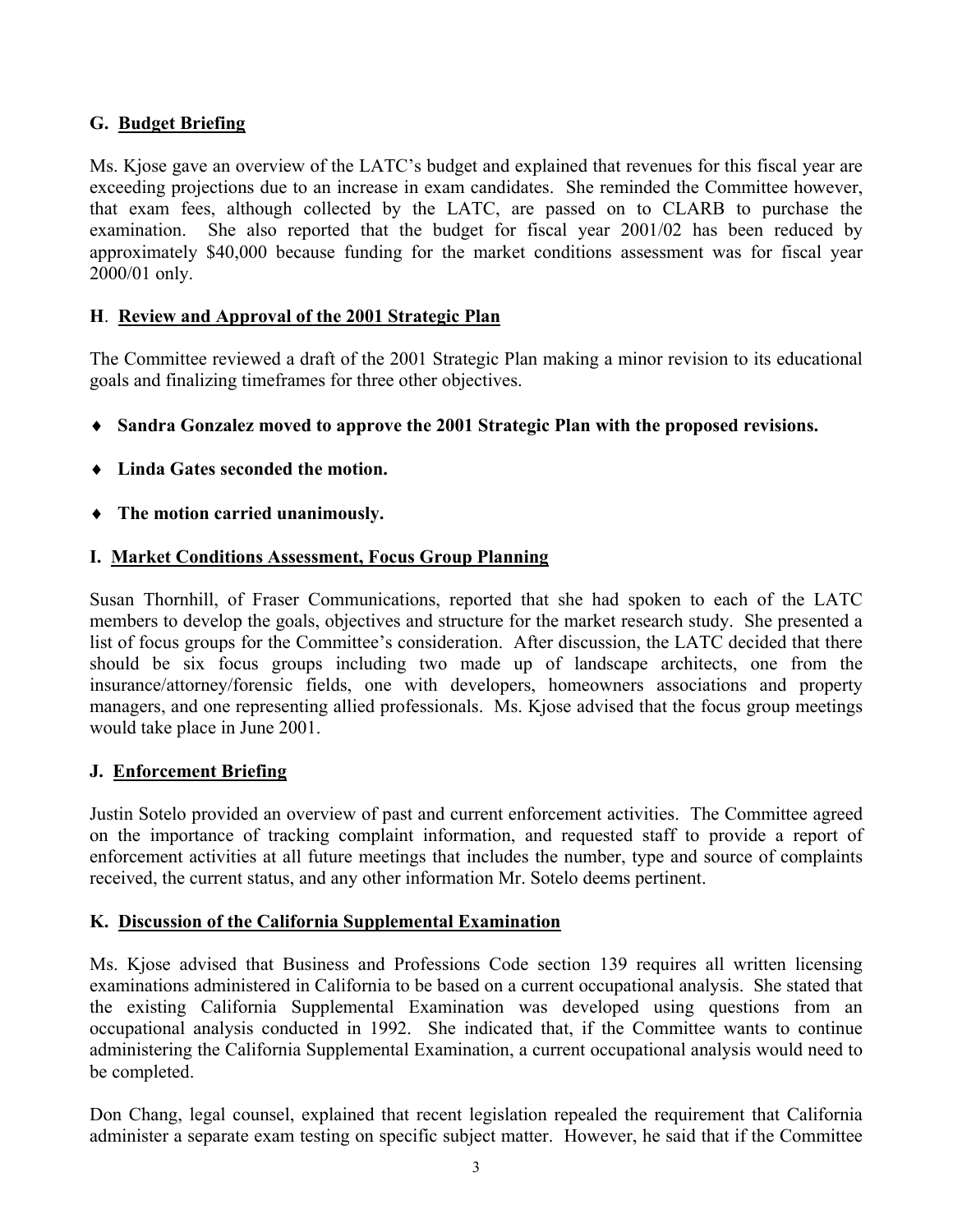### G. Budget Briefing

Ms. Kjose gave an overview of the LATC's budget and explained that revenues for this fiscal year are exceeding projections due to an increase in exam candidates. She reminded the Committee however, that exam fees, although collected by the LATC, are passed on to CLARB to purchase the examination. She also reported that the budget for fiscal year 2001/02 has been reduced by approximately $40,000 because funding for the market conditions assessment was for fiscal year 2000/01 only.

### H. Review and Approval of the 2001 Strategic Plan

The Committee reviewed a draft of the 2001 Strategic Plan making a minor revision to its educational goals and finalizing timeframes for three other objectives.

- **Sandra Gonzalez moved to approve the 2001 Strategic Plan with the proposed revisions.**
- **Linda Gates seconded the motion.**
- **The motion carried unanimously.**

### I. Market Conditions Assessment, Focus Group Planning

Susan Thornhill, of Fraser Communications, reported that she had spoken to each of the LATC members to develop the goals, objectives and structure for the market research study. She presented a list of focus groups for the Committee's consideration. After discussion, the LATC decided that there should be six focus groups including two made up of landscape architects, one from the insurance/attorney/forensic fields, one with developers, homeowners associations and property managers, and one representing allied professionals. Ms. Kjose advised that the focus group meetings would take place in June 2001.

### J. Enforcement Briefing

Justin Sotelo provided an overview of past and current enforcement activities. The Committee agreed on the importance of tracking complaint information, and requested staff to provide a report of enforcement activities at all future meetings that includes the number, type and source of complaints received, the current status, and any other information Mr. Sotelo deems pertinent.

### K. Discussion of the California Supplemental Examination

Ms. Kjose advised that Business and Professions Code section 139 requires all written licensing examinations administered in California to be based on a current occupational analysis. She stated that the existing California Supplemental Examination was developed using questions from an occupational analysis conducted in 1992. She indicated that, if the Committee wants to continue administering the California Supplemental Examination, a current occupational analysis would need to be completed.

Don Chang, legal counsel, explained that recent legislation repealed the requirement that California administer a separate exam testing on specific subject matter. However, he said that if the Committee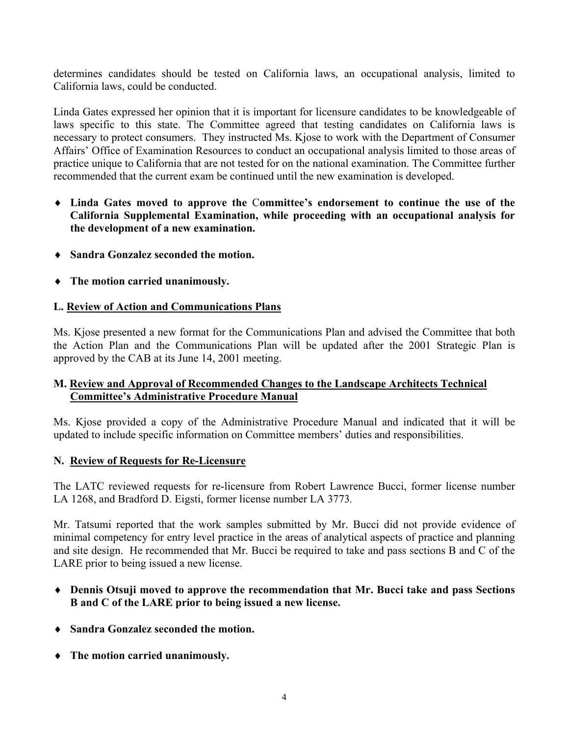determines candidates should be tested on California laws, an occupational analysis, limited to California laws, could be conducted.

Linda Gates expressed her opinion that it is important for licensure candidates to be knowledgeable of laws specific to this state. The Committee agreed that testing candidates on California laws is necessary to protect consumers. They instructed Ms. Kjose to work with the Department of Consumer Affairs' Office of Examination Resources to conduct an occupational analysis limited to those areas of practice unique to California that are not tested for on the national examination. The Committee further recommended that the current exam be continued until the new examination is developed.

- **Linda Gates moved to approve the Committee's endorsement to continue the use of the California Supplemental Examination, while proceeding with an occupational analysis for the development of a new examination.**
- **Sandra Gonzalez seconded the motion.**
- **The motion carried unanimously.**

**L. Review of Action and Communications Plans**

Ms. Kjose presented a new format for the Communications Plan and advised the Committee that both the Action Plan and the Communications Plan will be updated after the 2001 Strategic Plan is approved by the CAB at its June 14, 2001 meeting.

**M. Review and Approval of Recommended Changes to the Landscape Architects Technical Committee's Administrative Procedure Manual**

Ms. Kjose provided a copy of the Administrative Procedure Manual and indicated that it will be updated to include specific information on Committee members' duties and responsibilities.

**N. Review of Requests for Re-Licensure**

The LATC reviewed requests for re-licensure from Robert Lawrence Bucci, former license number LA 1268, and Bradford D. Eigsti, former license number LA 3773.

Mr. Tatsumi reported that the work samples submitted by Mr. Bucci did not provide evidence of minimal competency for entry level practice in the areas of analytical aspects of practice and planning and site design. He recommended that Mr. Bucci be required to take and pass sections B and C of the LARE prior to being issued a new license.

- **Dennis Otsuji moved to approve the recommendation that Mr. Bucci take and pass Sections B and C of the LARE prior to being issued a new license.**
- **Sandra Gonzalez seconded the motion.**
- **The motion carried unanimously.**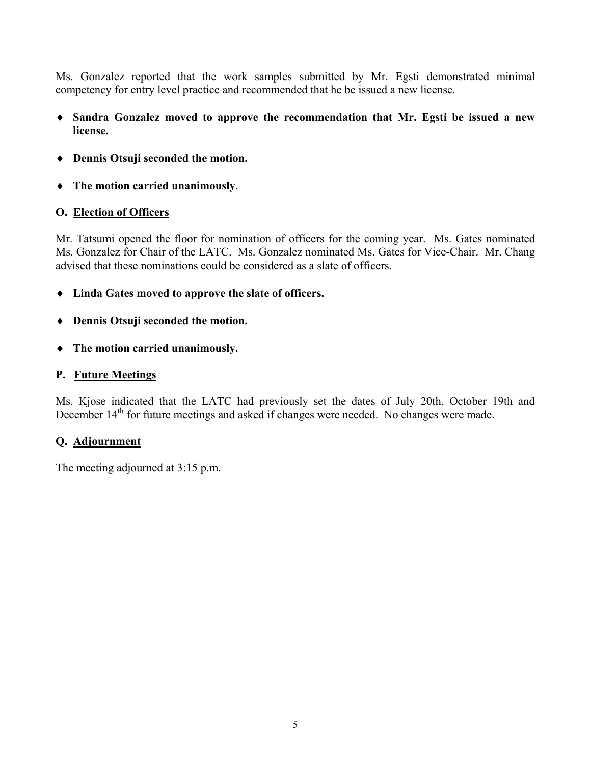Ms. Gonzalez reported that the work samples submitted by Mr. Egsti demonstrated minimal competency for entry level practice and recommended that he be issued a new license.

- **Sandra Gonzalez moved to approve the recommendation that Mr. Egsti be issued a new license.**
- **Dennis Otsuji seconded the motion.**
- **The motion carried unanimously**.

**O. Election of Officers**

Mr. Tatsumi opened the floor for nomination of officers for the coming year. Ms. Gates nominated Ms. Gonzalez for Chair of the LATC. Ms. Gonzalez nominated Ms. Gates for Vice-Chair. Mr. Chang advised that these nominations could be considered as a slate of officers.

- **Linda Gates moved to approve the slate of officers.**
- **Dennis Otsuji seconded the motion.**
- **The motion carried unanimously.**

**P. Future Meetings**

Ms. Kjose indicated that the LATC had previously set the dates of July 20th, October 19th and December 14th for future meetings and asked if changes were needed. No changes were made.

**Q. Adjournment**

The meeting adjourned at 3:15 p.m.